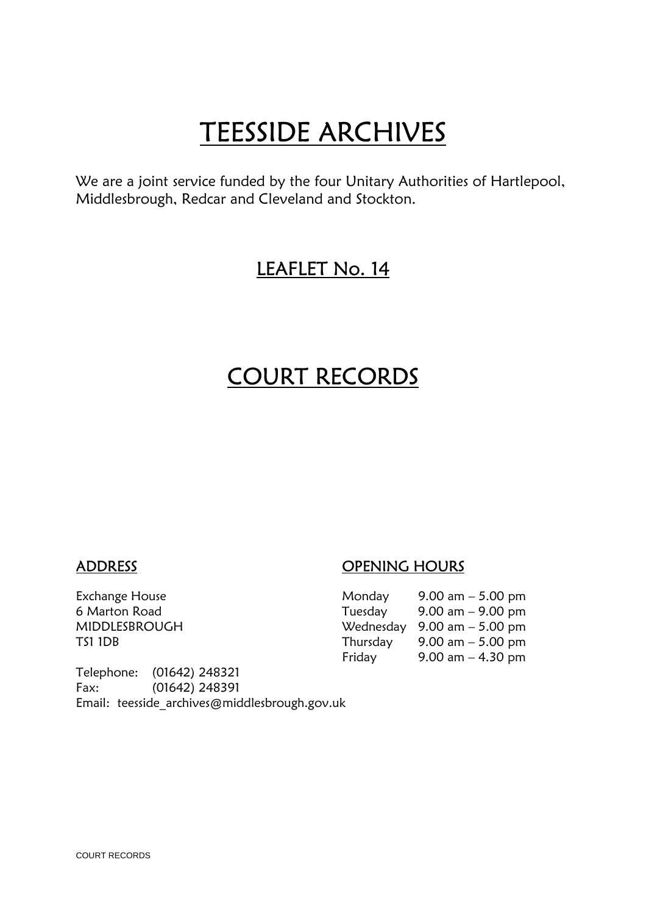# TEESSIDE ARCHIVES

We are a joint service funded by the four Unitary Authorities of Hartlepool, Middlesbrough, Redcar and Cleveland and Stockton.

## LEAFLET No. 14

# COURT RECORDS

### ADDRESS

Exchange House
6 Marton Road
MIDDLESBROUGH
TS1 1DB

Telephone: (01642) 248321
Fax: (01642) 248391
Email: teesside_archives@middlesbrough.gov.uk

### OPENING HOURS

| | |
|---|---|
| Monday | 9.00 am – 5.00 pm |
| Tuesday | 9.00 am – 9.00 pm |
| Wednesday | 9.00 am – 5.00 pm |
| Thursday | 9.00 am – 5.00 pm |
| Friday | 9.00 am – 4.30 pm |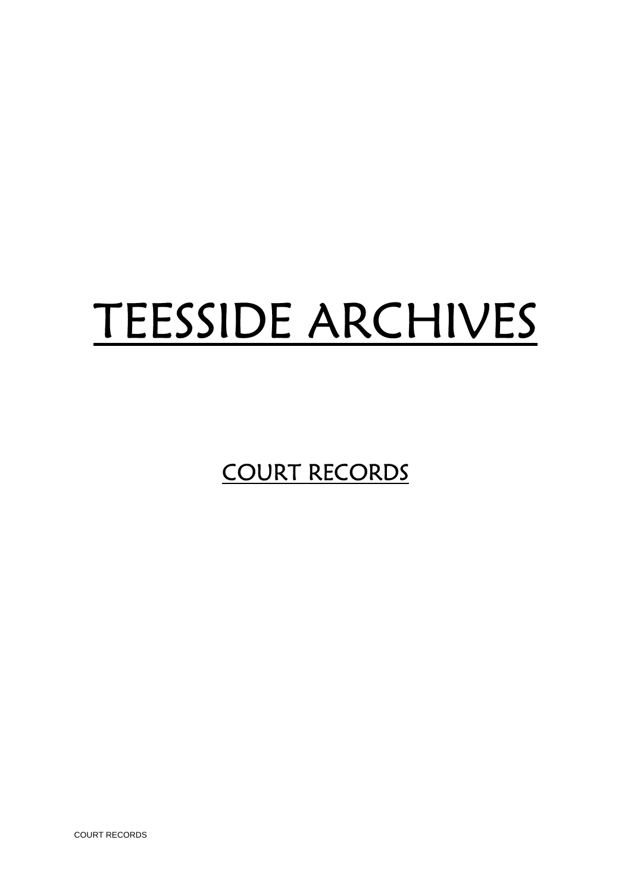# <u>TEESSIDE ARCHIVES</u>

## <u>COURT RECORDS</u>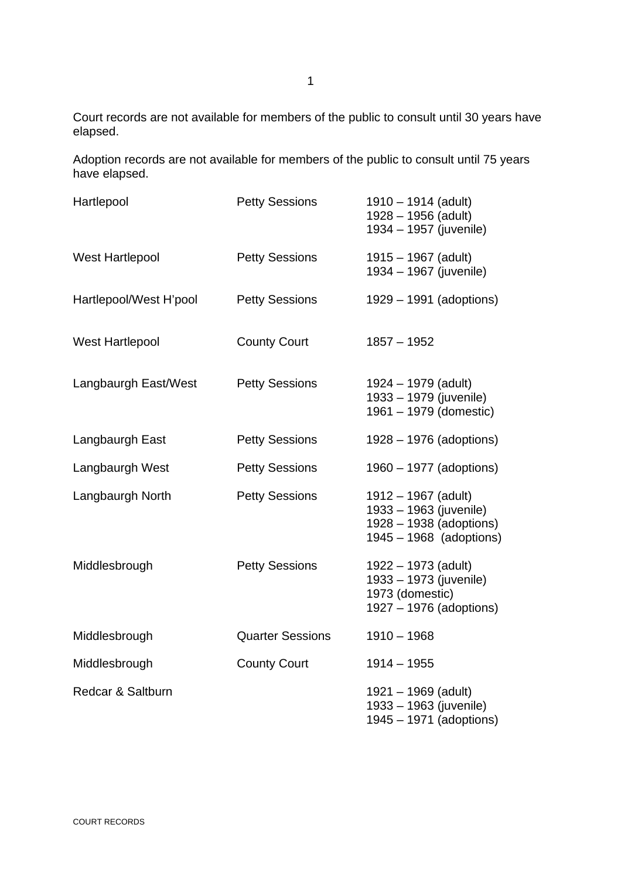Court records are not available for members of the public to consult until 30 years have elapsed.

Adoption records are not available for members of the public to consult until 75 years have elapsed.

| | | |
|---|---|---|
| Hartlepool | Petty Sessions | 1910 – 1914 (adult)<br>1928 – 1956 (adult)<br>1934 – 1957 (juvenile) |
| West Hartlepool | Petty Sessions | 1915 – 1967 (adult)<br>1934 – 1967 (juvenile) |
| Hartlepool/West H'pool | Petty Sessions | 1929 – 1991 (adoptions) |
| West Hartlepool | County Court | 1857 – 1952 |
| Langbaurgh East/West | Petty Sessions | 1924 – 1979 (adult)<br>1933 – 1979 (juvenile)<br>1961 – 1979 (domestic) |
| Langbaurgh East | Petty Sessions | 1928 – 1976 (adoptions) |
| Langbaurgh West | Petty Sessions | 1960 – 1977 (adoptions) |
| Langbaurgh North | Petty Sessions | 1912 – 1967 (adult)<br>1933 – 1963 (juvenile)<br>1928 – 1938 (adoptions)<br>1945 – 1968 (adoptions) |
| Middlesbrough | Petty Sessions | 1922 – 1973 (adult)<br>1933 – 1973 (juvenile)<br>1973 (domestic)<br>1927 – 1976 (adoptions) |
| Middlesbrough | Quarter Sessions | 1910 – 1968 |
| Middlesbrough | County Court | 1914 – 1955 |
| Redcar & Saltburn | | 1921 – 1969 (adult)<br>1933 – 1963 (juvenile)<br>1945 – 1971 (adoptions) |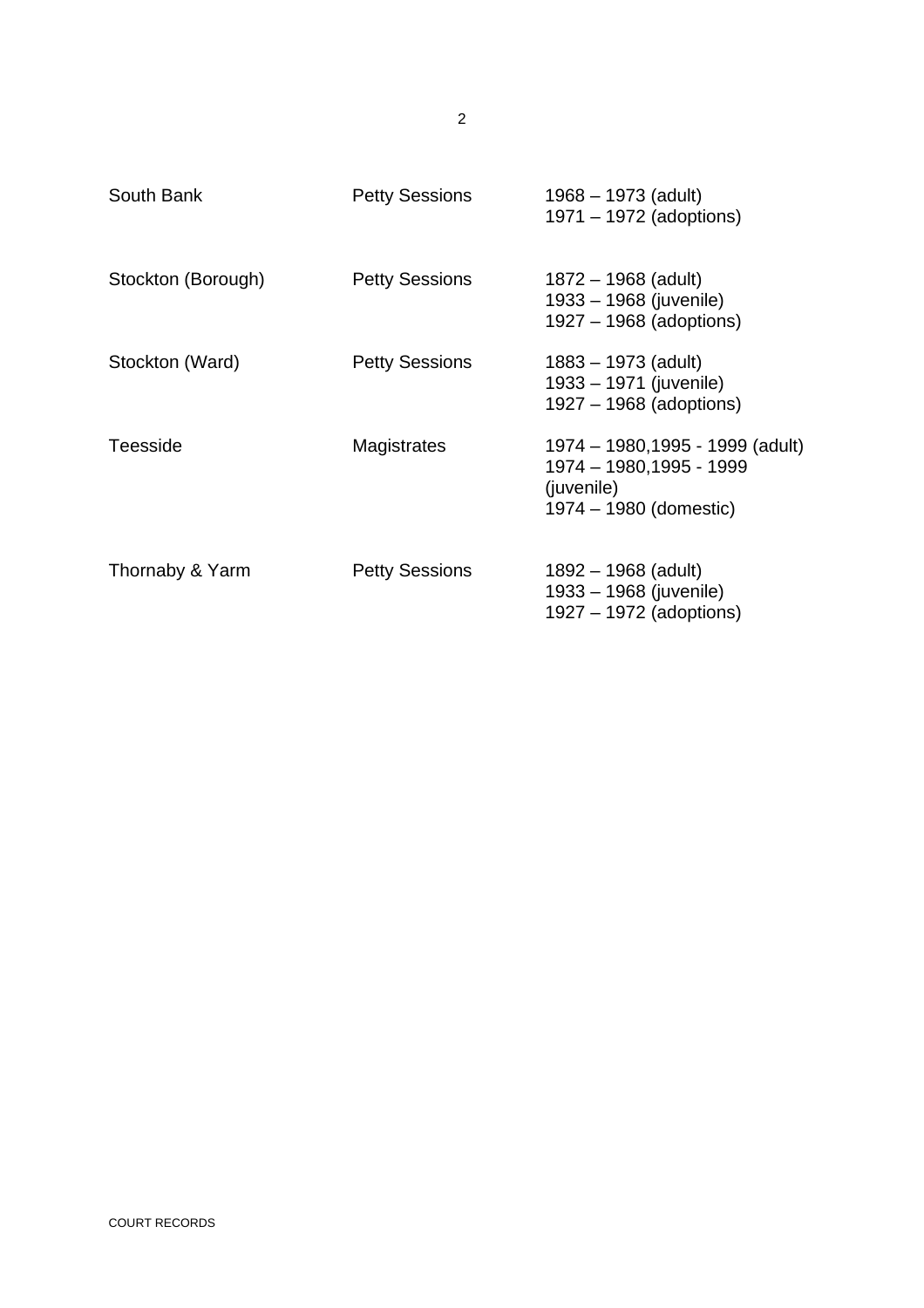| | | |
|---|---|---|
| South Bank | Petty Sessions | 1968 – 1973 (adult)<br>1971 – 1972 (adoptions) |
| Stockton (Borough) | Petty Sessions | 1872 – 1968 (adult)<br>1933 – 1968 (juvenile)<br>1927 – 1968 (adoptions) |
| Stockton (Ward) | Petty Sessions | 1883 – 1973 (adult)<br>1933 – 1971 (juvenile)<br>1927 – 1968 (adoptions) |
| Teesside | Magistrates | 1974 – 1980,1995 - 1999 (adult)<br>1974 – 1980,1995 - 1999 (juvenile)<br>1974 – 1980 (domestic) |
| Thornaby & Yarm | Petty Sessions | 1892 – 1968 (adult)<br>1933 – 1968 (juvenile)<br>1927 – 1972 (adoptions) |